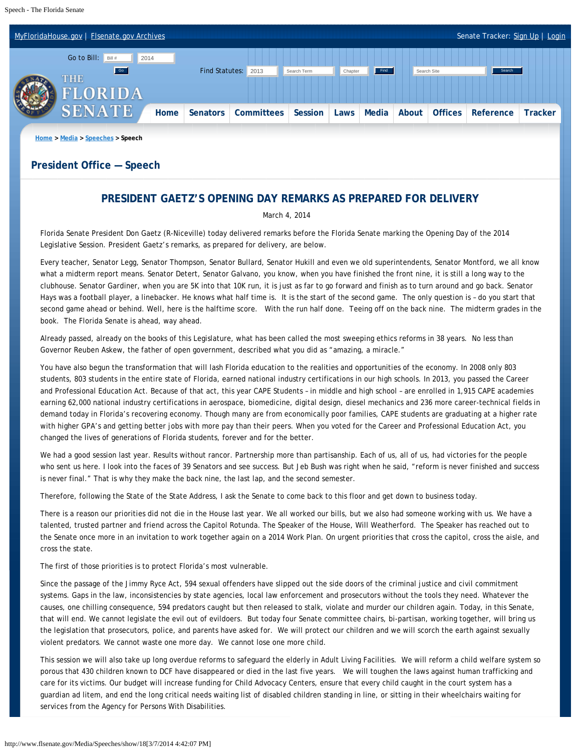Home > Media > Speeches > Speech

## President Office — Speech

# PRESIDENT GAETZ'S OPENING DAY REMARKS AS PREPARED FOR DELIVERY

March 4, 2014

Florida Senate President Don Gaetz (R-Niceville) today delivered remarks before the Florida Senate marking the Opening Day of the 2014 Legislative Session. President Gaetz's remarks, as prepared for delivery, are below.

Every teacher, Senator Legg, Senator Thompson, Senator Bullard, Senator Hukill and even we old superintendents, Senator Montford, we all know what a midterm report means. Senator Detert, Senator Galvano, you know, when you have finished the front nine, it is still a long way to the clubhouse. Senator Gardiner, when you are 5K into that 10K run, it is just as far to go forward and finish as to turn around and go back. Senator Hays was a football player, a linebacker. He knows what half time is. It is the start of the second game. The only question is – do you start that second game ahead or behind. Well, here is the halftime score. With the run half done. Teeing off on the back nine. The midterm grades in the book. The Florida Senate is ahead, way ahead.

Already passed, already on the books of this Legislature, what has been called the most sweeping ethics reforms in 38 years. No less than Governor Reuben Askew, the father of open government, described what you did as "amazing, a miracle."

You have also begun the transformation that will lash Florida education to the realities and opportunities of the economy. In 2008 only 803 students, 803 students in the entire state of Florida, earned national industry certifications in our high schools. In 2013, you passed the Career and Professional Education Act. Because of that act, this year CAPE Students – in middle and high school – are enrolled in 1,915 CAPE academies earning 62,000 national industry certifications in aerospace, biomedicine, digital design, diesel mechanics and 236 more career-technical fields in demand today in Florida's recovering economy. Though many are from economically poor families, CAPE students are graduating at a higher rate with higher GPA's and getting better jobs with more pay than their peers. When you voted for the Career and Professional Education Act, you changed the lives of generations of Florida students, forever and for the better.

We had a good session last year. Results without rancor. Partnership more than partisanship. Each of us, all of us, had victories for the people who sent us here. I look into the faces of 39 Senators and see success. But Jeb Bush was right when he said, "reform is never finished and success is never final." That is why they make the back nine, the last lap, and the second semester.

Therefore, following the State of the State Address, I ask the Senate to come back to this floor and get down to business today.

There is a reason our priorities did not die in the House last year. We all worked our bills, but we also had someone working with us. We have a talented, trusted partner and friend across the Capitol Rotunda. The Speaker of the House, Will Weatherford. The Speaker has reached out to the Senate once more in an invitation to work together again on a 2014 Work Plan. On urgent priorities that cross the capitol, cross the aisle, and cross the state.

The first of those priorities is to protect Florida's most vulnerable.

Since the passage of the Jimmy Ryce Act, 594 sexual offenders have slipped out the side doors of the criminal justice and civil commitment systems. Gaps in the law, inconsistencies by state agencies, local law enforcement and prosecutors without the tools they need. Whatever the causes, one chilling consequence, 594 predators caught but then released to stalk, violate and murder our children again. Today, in this Senate, that will end. We cannot legislate the evil out of evildoers. But today four Senate committee chairs, bi-partisan, working together, will bring us the legislation that prosecutors, police, and parents have asked for. We will protect our children and we will scorch the earth against sexually violent predators. We cannot waste one more day. We cannot lose one more child.

This session we will also take up long overdue reforms to safeguard the elderly in Adult Living Facilities. We will reform a child welfare system so porous that 430 children known to DCF have disappeared or died in the last five years. We will toughen the laws against human trafficking and care for its victims. Our budget will increase funding for Child Advocacy Centers, ensure that every child caught in the court system has a guardian ad litem, and end the long critical needs waiting list of disabled children standing in line, or sitting in their wheelchairs waiting for services from the Agency for Persons With Disabilities.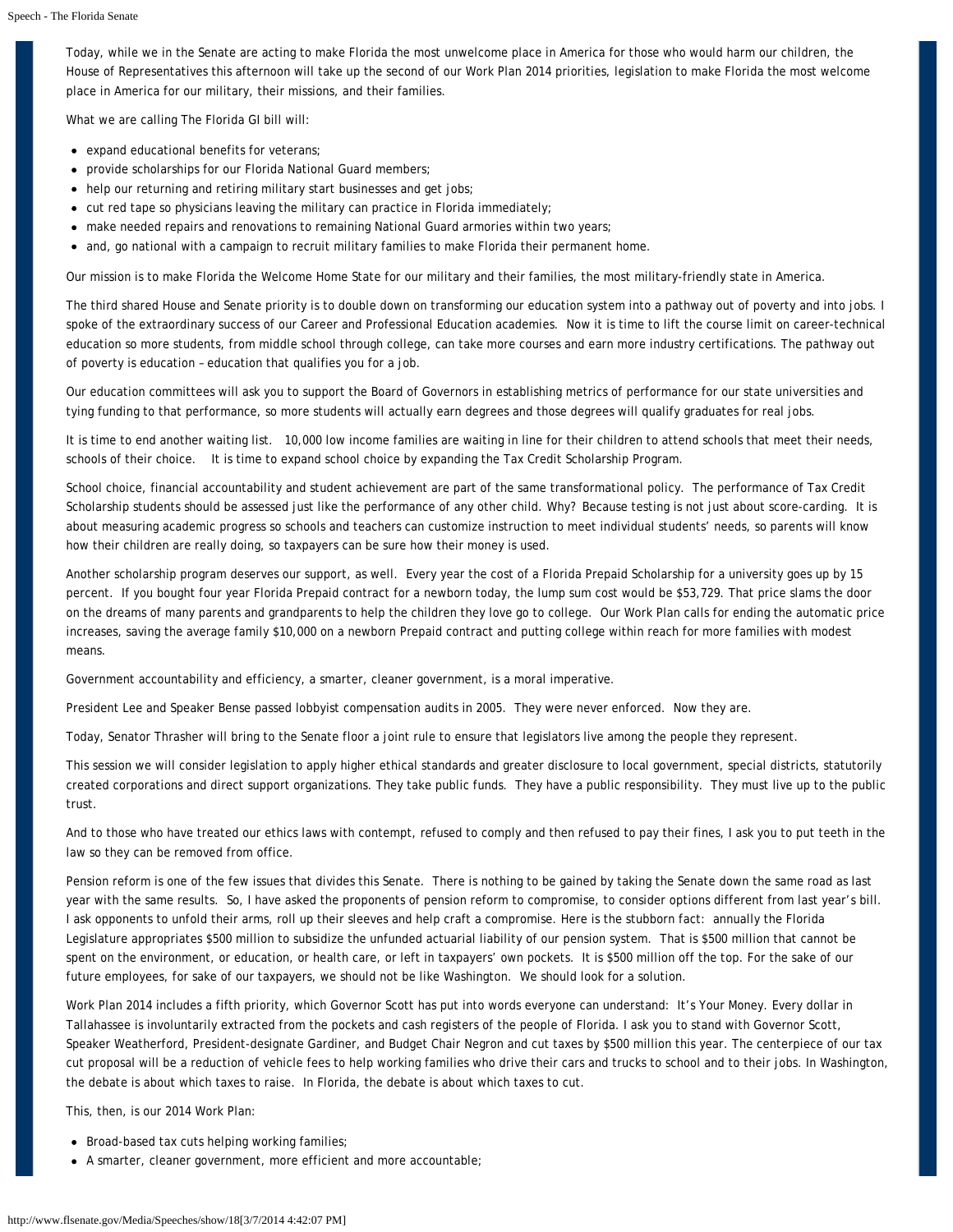Today, while we in the Senate are acting to make Florida the most unwelcome place in America for those who would harm our children, the House of Representatives this afternoon will take up the second of our Work Plan 2014 priorities, legislation to make Florida the most welcome place in America for our military, their missions, and their families.

What we are calling The Florida GI bill will:

- expand educational benefits for veterans;
- provide scholarships for our Florida National Guard members;
- help our returning and retiring military start businesses and get jobs;
- cut red tape so physicians leaving the military can practice in Florida immediately;
- make needed repairs and renovations to remaining National Guard armories within two years;
- and, go national with a campaign to recruit military families to make Florida their permanent home.

Our mission is to make Florida the Welcome Home State for our military and their families, the most military-friendly state in America.

The third shared House and Senate priority is to double down on transforming our education system into a pathway out of poverty and into jobs. I spoke of the extraordinary success of our Career and Professional Education academies. Now it is time to lift the course limit on career-technical education so more students, from middle school through college, can take more courses and earn more industry certifications. The pathway out of poverty is education – education that qualifies you for a job.

Our education committees will ask you to support the Board of Governors in establishing metrics of performance for our state universities and tying funding to that performance, so more students will actually earn degrees and those degrees will qualify graduates for real jobs.

It is time to end another waiting list. 10,000 low income families are waiting in line for their children to attend schools that meet their needs, schools of their choice. It is time to expand school choice by expanding the Tax Credit Scholarship Program.

School choice, financial accountability and student achievement are part of the same transformational policy. The performance of Tax Credit Scholarship students should be assessed just like the performance of any other child. Why? Because testing is not just about score-carding. It is about measuring academic progress so schools and teachers can customize instruction to meet individual students' needs, so parents will know how their children are really doing, so taxpayers can be sure how their money is used.

Another scholarship program deserves our support, as well. Every year the cost of a Florida Prepaid Scholarship for a university goes up by 15 percent. If you bought four year Florida Prepaid contract for a newborn today, the lump sum cost would be $53,729. That price slams the door on the dreams of many parents and grandparents to help the children they love go to college. Our Work Plan calls for ending the automatic price increases, saving the average family $10,000 on a newborn Prepaid contract and putting college within reach for more families with modest means.

Government accountability and efficiency, a smarter, cleaner government, is a moral imperative.

President Lee and Speaker Bense passed lobbyist compensation audits in 2005. They were never enforced. Now they are.

Today, Senator Thrasher will bring to the Senate floor a joint rule to ensure that legislators live among the people they represent.

This session we will consider legislation to apply higher ethical standards and greater disclosure to local government, special districts, statutorily created corporations and direct support organizations. They take public funds. They have a public responsibility. They must live up to the public trust.

And to those who have treated our ethics laws with contempt, refused to comply and then refused to pay their fines, I ask you to put teeth in the law so they can be removed from office.

Pension reform is one of the few issues that divides this Senate. There is nothing to be gained by taking the Senate down the same road as last year with the same results. So, I have asked the proponents of pension reform to compromise, to consider options different from last year's bill. I ask opponents to unfold their arms, roll up their sleeves and help craft a compromise. Here is the stubborn fact: annually the Florida Legislature appropriates $500 million to subsidize the unfunded actuarial liability of our pension system. That is $500 million that cannot be spent on the environment, or education, or health care, or left in taxpayers' own pockets. It is $500 million off the top. For the sake of our future employees, for sake of our taxpayers, we should not be like Washington. We should look for a solution.

Work Plan 2014 includes a fifth priority, which Governor Scott has put into words everyone can understand: It's Your Money. Every dollar in Tallahassee is involuntarily extracted from the pockets and cash registers of the people of Florida. I ask you to stand with Governor Scott, Speaker Weatherford, President-designate Gardiner, and Budget Chair Negron and cut taxes by $500 million this year. The centerpiece of our tax cut proposal will be a reduction of vehicle fees to help working families who drive their cars and trucks to school and to their jobs. In Washington, the debate is about which taxes to raise. In Florida, the debate is about which taxes to cut.

This, then, is our 2014 Work Plan:

- Broad-based tax cuts helping working families;
- A smarter, cleaner government, more efficient and more accountable;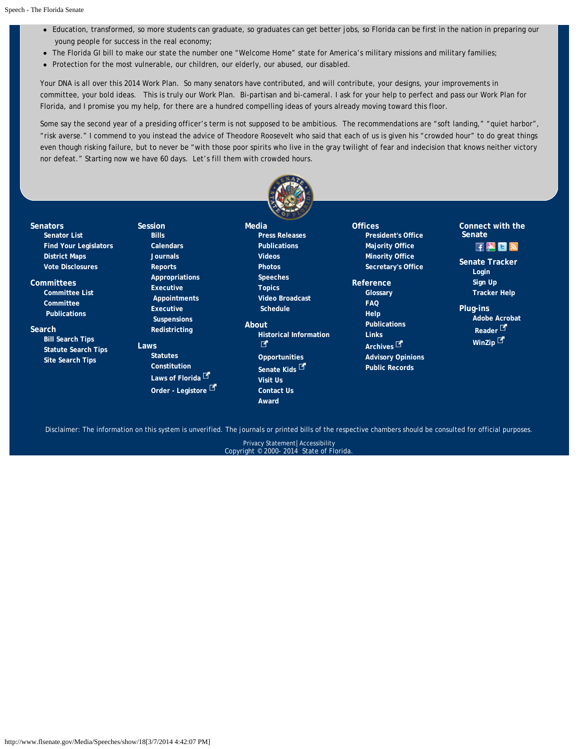- Education, transformed, so more students can graduate, so graduates can get better jobs, so Florida can be first in the nation in preparing our young people for success in the real economy;
- The Florida GI bill to make our state the number one “Welcome Home” state for America’s military missions and military families;
- Protection for the most vulnerable, our children, our elderly, our abused, our disabled.

Your DNA is all over this 2014 Work Plan. So many senators have contributed, and will contribute, your designs, your improvements in committee, your bold ideas. This is truly our Work Plan. Bi-partisan and bi-cameral. I ask for your help to perfect and pass our Work Plan for Florida, and I promise you my help, for there are a hundred compelling ideas of yours already moving toward this floor.

Some say the second year of a presiding officer’s term is not supposed to be ambitious. The recommendations are “soft landing,” “quiet harbor”, “risk averse.” I commend to you instead the advice of Theodore Roosevelt who said that each of us is given his “crowded hour” to do great things even though risking failure, but to never be “with those poor spirits who live in the gray twilight of fear and indecision that knows neither victory nor defeat.” Starting now we have 60 days. Let’s fill them with crowded hours.

**Senators**
- Senator List
- Find Your Legislators
- District Maps
- Vote Disclosures

**Committees**
- Committee List
- Committee Publications

**Search**
- Bill Search Tips
- Statute Search Tips
- Site Search Tips

**Session**
- Bills
- Calendars
- Journals
- Reports
- Appropriations
- Executive Appointments
- Executive Suspensions
- Redistricting

**Laws**
- Statutes
- Constitution
- Laws of Florida
- Order - Legistore

**Media**
- Press Releases
- Publications
- Videos
- Photos
- Speeches
- Topics
- Video Broadcast Schedule

**About**
- Historical Information
- Opportunities
- Senate Kids
- Visit Us
- Contact Us
- Award

**Offices**
- President's Office
- Majority Office
- Minority Office
- Secretary's Office

**Reference**
- Glossary
- FAQ
- Help
- Publications
- Links
- Archives
- Advisory Opinions
- Public Records

**Connect with the Senate**

**Senate Tracker**
- Login
- Sign Up
- Tracker Help

**Plug-ins**
- Adobe Acrobat Reader
- WinZip

Disclaimer: The information on this system is unverified. The journals or printed bills of the respective chambers should be consulted for official purposes.

Privacy Statement| Accessibility
Copyright © 2000- 2014 State of Florida.